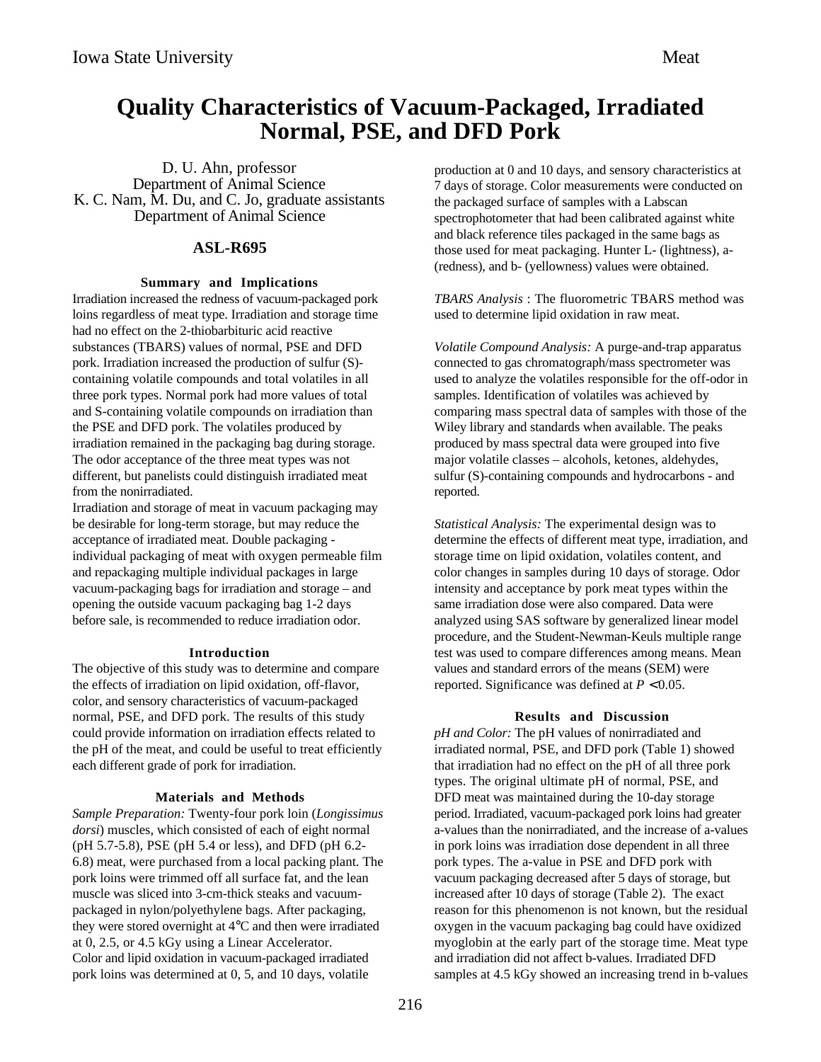# Quality Characteristics of Vacuum-Packaged, Irradiated Normal, PSE, and DFD Pork

D. U. Ahn, professor
Department of Animal Science
K. C. Nam, M. Du, and C. Jo, graduate assistants
Department of Animal Science

## ASL-R695

### Summary and Implications

Irradiation increased the redness of vacuum-packaged pork loins regardless of meat type. Irradiation and storage time had no effect on the 2-thiobarbituric acid reactive substances (TBARS) values of normal, PSE and DFD pork. Irradiation increased the production of sulfur (S)-containing volatile compounds and total volatiles in all three pork types. Normal pork had more values of total and S-containing volatile compounds on irradiation than the PSE and DFD pork. The volatiles produced by irradiation remained in the packaging bag during storage. The odor acceptance of the three meat types was not different, but panelists could distinguish irradiated meat from the nonirradiated.

Irradiation and storage of meat in vacuum packaging may be desirable for long-term storage, but may reduce the acceptance of irradiated meat. Double packaging - individual packaging of meat with oxygen permeable film and repackaging multiple individual packages in large vacuum-packaging bags for irradiation and storage – and opening the outside vacuum packaging bag 1-2 days before sale, is recommended to reduce irradiation odor.

### Introduction

The objective of this study was to determine and compare the effects of irradiation on lipid oxidation, off-flavor, color, and sensory characteristics of vacuum-packaged normal, PSE, and DFD pork. The results of this study could provide information on irradiation effects related to the pH of the meat, and could be useful to treat efficiently each different grade of pork for irradiation.

### Materials and Methods

*Sample Preparation:* Twenty-four pork loin (*Longissimus dorsi*) muscles, which consisted of each of eight normal (pH 5.7-5.8), PSE (pH 5.4 or less), and DFD (pH 6.2-6.8) meat, were purchased from a local packing plant. The pork loins were trimmed off all surface fat, and the lean muscle was sliced into 3-cm-thick steaks and vacuum-packaged in nylon/polyethylene bags. After packaging, they were stored overnight at 4°C and then were irradiated at 0, 2.5, or 4.5 kGy using a Linear Accelerator.
Color and lipid oxidation in vacuum-packaged irradiated pork loins was determined at 0, 5, and 10 days, volatile production at 0 and 10 days, and sensory characteristics at 7 days of storage. Color measurements were conducted on the packaged surface of samples with a Labscan spectrophotometer that had been calibrated against white and black reference tiles packaged in the same bags as those used for meat packaging. Hunter L- (lightness), a- (redness), and b- (yellowness) values were obtained.

*TBARS Analysis* : The fluorometric TBARS method was used to determine lipid oxidation in raw meat.

*Volatile Compound Analysis:* A purge-and-trap apparatus connected to gas chromatograph/mass spectrometer was used to analyze the volatiles responsible for the off-odor in samples. Identification of volatiles was achieved by comparing mass spectral data of samples with those of the Wiley library and standards when available. The peaks produced by mass spectral data were grouped into five major volatile classes – alcohols, ketones, aldehydes, sulfur (S)-containing compounds and hydrocarbons - and reported.

*Statistical Analysis:* The experimental design was to determine the effects of different meat type, irradiation, and storage time on lipid oxidation, volatiles content, and color changes in samples during 10 days of storage. Odor intensity and acceptance by pork meat types within the same irradiation dose were also compared. Data were analyzed using SAS software by generalized linear model procedure, and the Student-Newman-Keuls multiple range test was used to compare differences among means. Mean values and standard errors of the means (SEM) were reported. Significance was defined at $P < 0.05$.

### Results and Discussion

*pH and Color:* The pH values of nonirradiated and irradiated normal, PSE, and DFD pork (Table 1) showed that irradiation had no effect on the pH of all three pork types. The original ultimate pH of normal, PSE, and DFD meat was maintained during the 10-day storage period. Irradiated, vacuum-packaged pork loins had greater a-values than the nonirradiated, and the increase of a-values in pork loins was irradiation dose dependent in all three pork types. The a-value in PSE and DFD pork with vacuum packaging decreased after 5 days of storage, but increased after 10 days of storage (Table 2). The exact reason for this phenomenon is not known, but the residual oxygen in the vacuum packaging bag could have oxidized myoglobin at the early part of the storage time. Meat type and irradiation did not affect b-values. Irradiated DFD samples at 4.5 kGy showed an increasing trend in b-values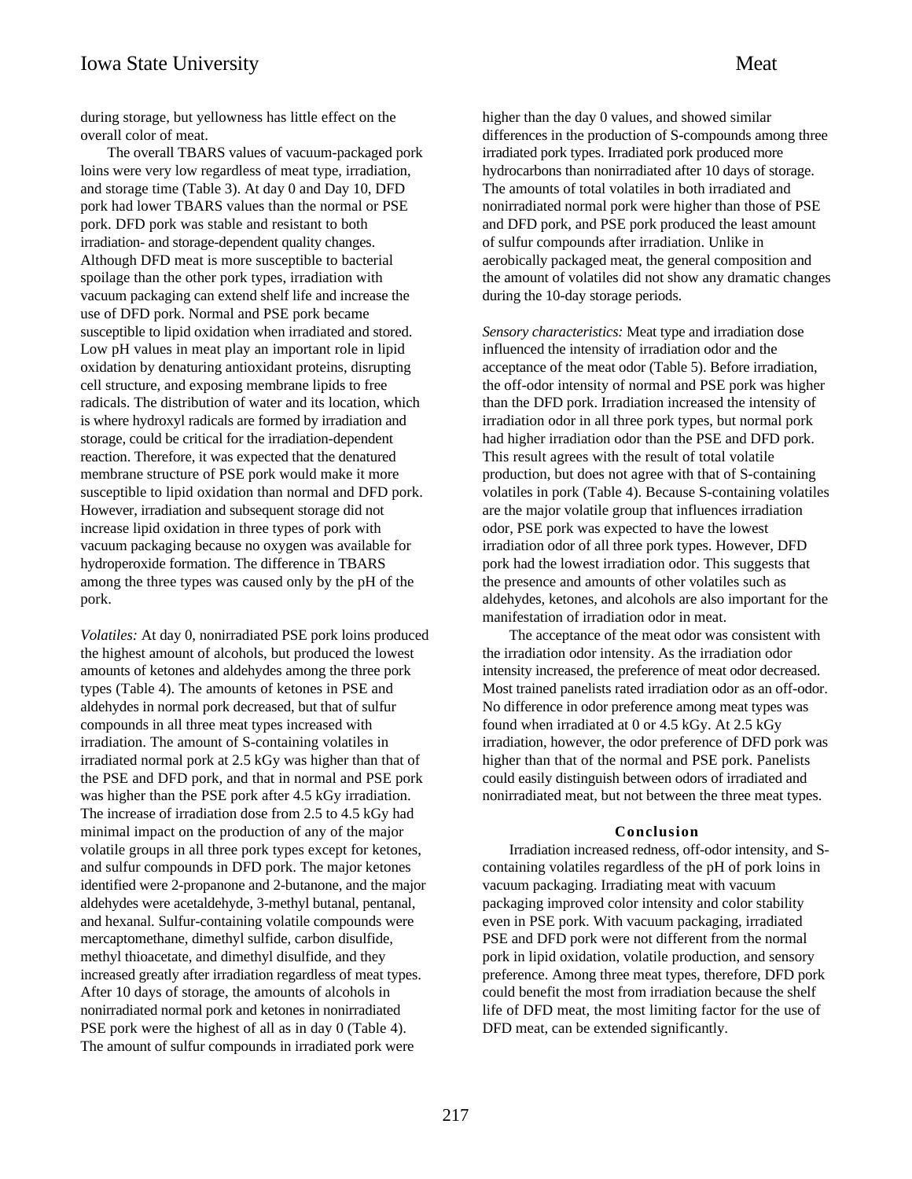during storage, but yellowness has little effect on the overall color of meat.

The overall TBARS values of vacuum-packaged pork loins were very low regardless of meat type, irradiation, and storage time (Table 3). At day 0 and Day 10, DFD pork had lower TBARS values than the normal or PSE pork. DFD pork was stable and resistant to both irradiation- and storage-dependent quality changes. Although DFD meat is more susceptible to bacterial spoilage than the other pork types, irradiation with vacuum packaging can extend shelf life and increase the use of DFD pork. Normal and PSE pork became susceptible to lipid oxidation when irradiated and stored. Low pH values in meat play an important role in lipid oxidation by denaturing antioxidant proteins, disrupting cell structure, and exposing membrane lipids to free radicals. The distribution of water and its location, which is where hydroxyl radicals are formed by irradiation and storage, could be critical for the irradiation-dependent reaction. Therefore, it was expected that the denatured membrane structure of PSE pork would make it more susceptible to lipid oxidation than normal and DFD pork. However, irradiation and subsequent storage did not increase lipid oxidation in three types of pork with vacuum packaging because no oxygen was available for hydroperoxide formation. The difference in TBARS among the three types was caused only by the pH of the pork.

*Volatiles:* At day 0, nonirradiated PSE pork loins produced the highest amount of alcohols, but produced the lowest amounts of ketones and aldehydes among the three pork types (Table 4). The amounts of ketones in PSE and aldehydes in normal pork decreased, but that of sulfur compounds in all three meat types increased with irradiation. The amount of S-containing volatiles in irradiated normal pork at 2.5 kGy was higher than that of the PSE and DFD pork, and that in normal and PSE pork was higher than the PSE pork after 4.5 kGy irradiation. The increase of irradiation dose from 2.5 to 4.5 kGy had minimal impact on the production of any of the major volatile groups in all three pork types except for ketones, and sulfur compounds in DFD pork. The major ketones identified were 2-propanone and 2-butanone, and the major aldehydes were acetaldehyde, 3-methyl butanal, pentanal, and hexanal. Sulfur-containing volatile compounds were mercaptomethane, dimethyl sulfide, carbon disulfide, methyl thioacetate, and dimethyl disulfide, and they increased greatly after irradiation regardless of meat types. After 10 days of storage, the amounts of alcohols in nonirradiated normal pork and ketones in nonirradiated PSE pork were the highest of all as in day 0 (Table 4). The amount of sulfur compounds in irradiated pork were higher than the day 0 values, and showed similar differences in the production of S-compounds among three irradiated pork types. Irradiated pork produced more hydrocarbons than nonirradiated after 10 days of storage. The amounts of total volatiles in both irradiated and nonirradiated normal pork were higher than those of PSE and DFD pork, and PSE pork produced the least amount of sulfur compounds after irradiation. Unlike in aerobically packaged meat, the general composition and the amount of volatiles did not show any dramatic changes during the 10-day storage periods.

*Sensory characteristics:* Meat type and irradiation dose influenced the intensity of irradiation odor and the acceptance of the meat odor (Table 5). Before irradiation, the off-odor intensity of normal and PSE pork was higher than the DFD pork. Irradiation increased the intensity of irradiation odor in all three pork types, but normal pork had higher irradiation odor than the PSE and DFD pork. This result agrees with the result of total volatile production, but does not agree with that of S-containing volatiles in pork (Table 4). Because S-containing volatiles are the major volatile group that influences irradiation odor, PSE pork was expected to have the lowest irradiation odor of all three pork types. However, DFD pork had the lowest irradiation odor. This suggests that the presence and amounts of other volatiles such as aldehydes, ketones, and alcohols are also important for the manifestation of irradiation odor in meat.

The acceptance of the meat odor was consistent with the irradiation odor intensity. As the irradiation odor intensity increased, the preference of meat odor decreased. Most trained panelists rated irradiation odor as an off-odor. No difference in odor preference among meat types was found when irradiated at 0 or 4.5 kGy. At 2.5 kGy irradiation, however, the odor preference of DFD pork was higher than that of the normal and PSE pork. Panelists could easily distinguish between odors of irradiated and nonirradiated meat, but not between the three meat types.

## Conclusion

Irradiation increased redness, off-odor intensity, and S-containing volatiles regardless of the pH of pork loins in vacuum packaging. Irradiating meat with vacuum packaging improved color intensity and color stability even in PSE pork. With vacuum packaging, irradiated PSE and DFD pork were not different from the normal pork in lipid oxidation, volatile production, and sensory preference. Among three meat types, therefore, DFD pork could benefit the most from irradiation because the shelf life of DFD meat, the most limiting factor for the use of DFD meat, can be extended significantly.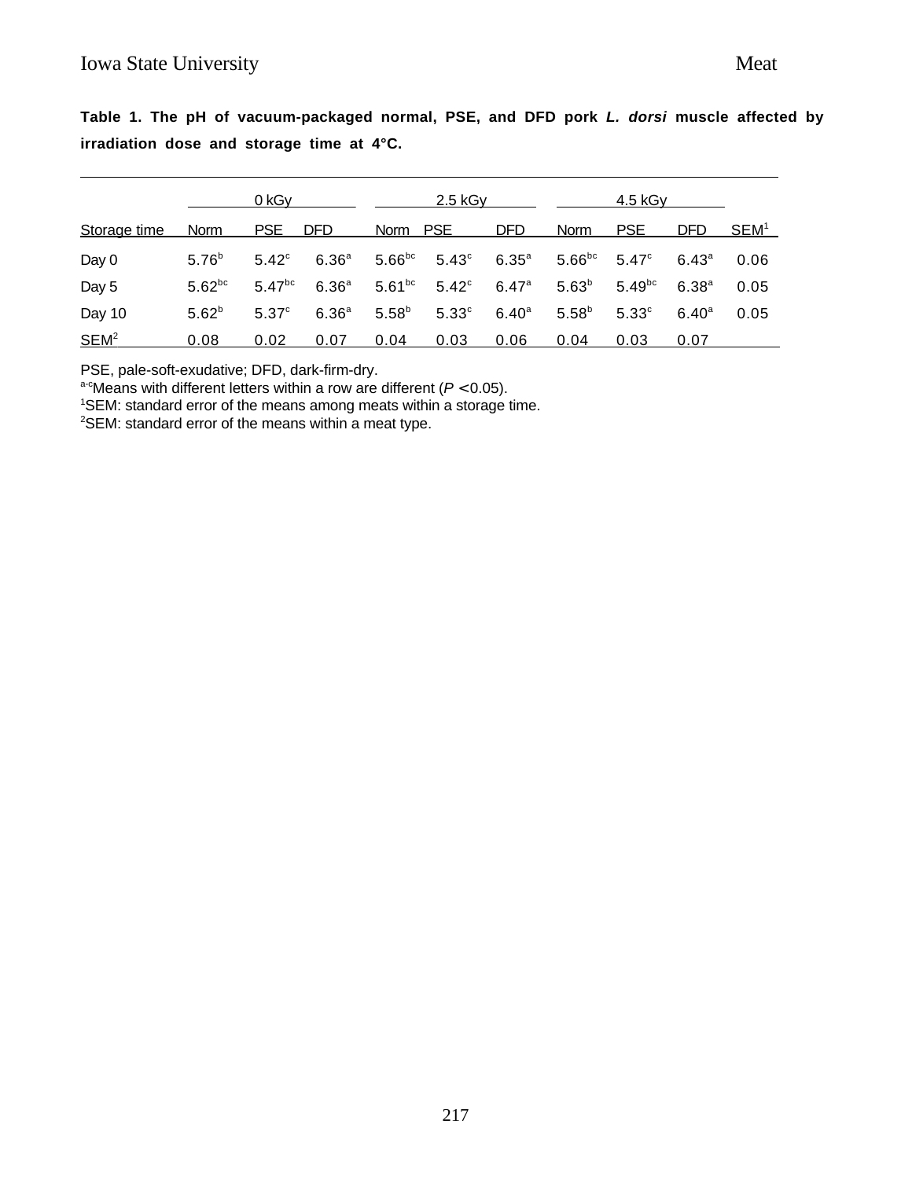**Table 1. The pH of vacuum-packaged normal, PSE, and DFD pork *L. dorsi* muscle affected by irradiation dose and storage time at 4°C.**

| | 0 kGy | | | 2.5 kGy | | | 4.5 kGy | | | |
|---|---|---|---|---|---|---|---|---|---|---|
| Storage time | Norm | PSE | DFD | Norm | PSE | DFD | Norm | PSE | DFD | SEM[1] |
| Day 0 | 5.76[b] | 5.42[c] | 6.36[a] | 5.66[bc] | 5.43[c] | 6.35[a] | 5.66[bc] | 5.47[c] | 6.43[a] | 0.06 |
| Day 5 | 5.62[bc] | 5.47[bc] | 6.36[a] | 5.61[bc] | 5.42[c] | 6.47[a] | 5.63[b] | 5.49[bc] | 6.38[a] | 0.05 |
| Day 10 | 5.62[b] | 5.37[c] | 6.36[a] | 5.58[b] | 5.33[c] | 6.40[a] | 5.58[b] | 5.33[c] | 6.40[a] | 0.05 |
| SEM[2] | 0.08 | 0.02 | 0.07 | 0.04 | 0.03 | 0.06 | 0.04 | 0.03 | 0.07 | |

PSE, pale-soft-exudative; DFD, dark-firm-dry.

[a-c]Means with different letters within a row are different ($P < 0.05$).

[1]SEM: standard error of the means among meats within a storage time.

[2]SEM: standard error of the means within a meat type.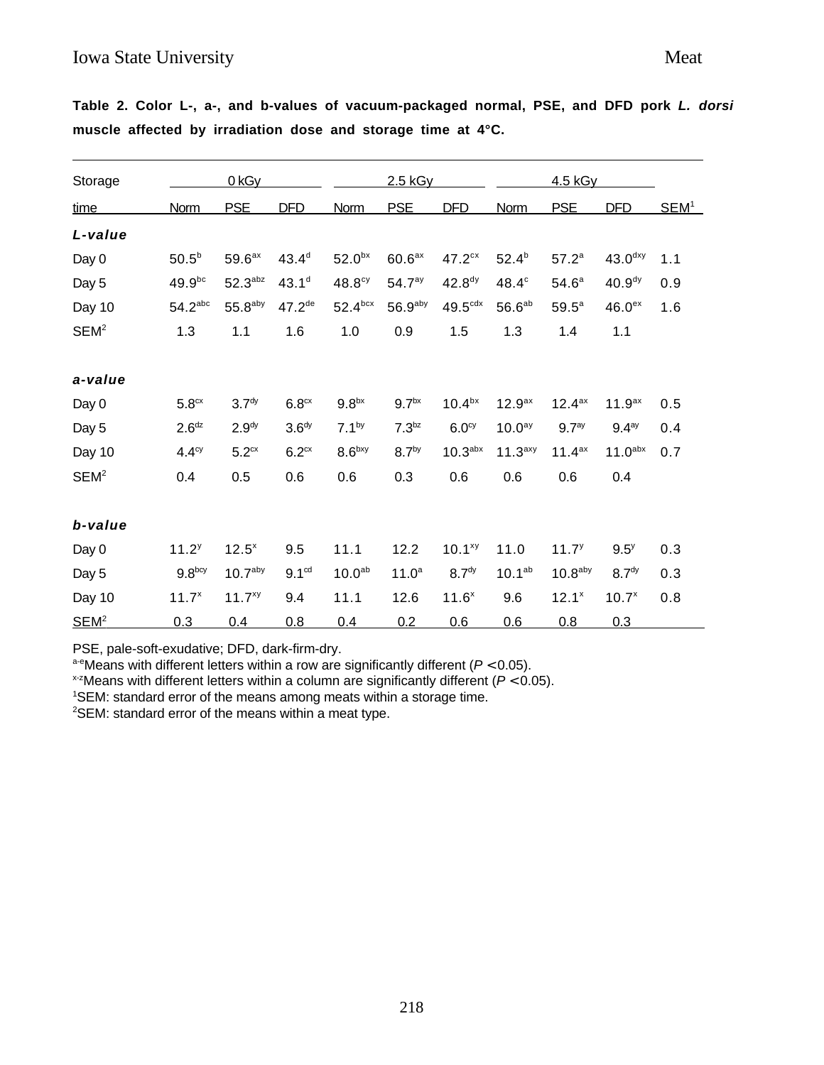**Table 2. Color L-, a-, and b-values of vacuum-packaged normal, PSE, and DFD pork *L. dorsi* muscle affected by irradiation dose and storage time at 4°C.**

| Storage | 0 kGy | | | 2.5 kGy | | | 4.5 kGy | | | |
|---|---|---|---|---|---|---|---|---|---|---|
| time | Norm | PSE | DFD | Norm | PSE | DFD | Norm | PSE | DFD | SEM[1] |
| ***L-value*** | | | | | | | | | | |
| Day 0 | 50.5[b] | 59.6[ax] | 43.4[d] | 52.0[bx] | 60.6[ax] | 47.2[cx] | 52.4[b] | 57.2[a] | 43.0[dxy] | 1.1 |
| Day 5 | 49.9[bc] | 52.3[abz] | 43.1[d] | 48.8[cy] | 54.7[ay] | 42.8[dy] | 48.4[c] | 54.6[a] | 40.9[dy] | 0.9 |
| Day 10 | 54.2[abc] | 55.8[aby] | 47.2[de] | 52.4[bcx] | 56.9[aby] | 49.5[cdx] | 56.6[ab] | 59.5[a] | 46.0[ex] | 1.6 |
| SEM[2] | 1.3 | 1.1 | 1.6 | 1.0 | 0.9 | 1.5 | 1.3 | 1.4 | 1.1 | |
| ***a-value*** | | | | | | | | | | |
| Day 0 | 5.8[cx] | 3.7[dy] | 6.8[cx] | 9.8[bx] | 9.7[bx] | 10.4[bx] | 12.9[ax] | 12.4[ax] | 11.9[ax] | 0.5 |
| Day 5 | 2.6[dz] | 2.9[dy] | 3.6[dy] | 7.1[by] | 7.3[bz] | 6.0[cy] | 10.0[ay] | 9.7[ay] | 9.4[ay] | 0.4 |
| Day 10 | 4.4[cy] | 5.2[cx] | 6.2[cx] | 8.6[bxy] | 8.7[by] | 10.3[abx] | 11.3[axy] | 11.4[ax] | 11.0[abx] | 0.7 |
| SEM[2] | 0.4 | 0.5 | 0.6 | 0.6 | 0.3 | 0.6 | 0.6 | 0.6 | 0.4 | |
| ***b-value*** | | | | | | | | | | |
| Day 0 | 11.2[y] | 12.5[x] | 9.5 | 11.1 | 12.2 | 10.1[xy] | 11.0 | 11.7[y] | 9.5[y] | 0.3 |
| Day 5 | 9.8[bcy] | 10.7[aby] | 9.1[cd] | 10.0[ab] | 11.0[a] | 8.7[dy] | 10.1[ab] | 10.8[aby] | 8.7[dy] | 0.3 |
| Day 10 | 11.7[x] | 11.7[xy] | 9.4 | 11.1 | 12.6 | 11.6[x] | 9.6 | 12.1[x] | 10.7[x] | 0.8 |
| SEM[2] | 0.3 | 0.4 | 0.8 | 0.4 | 0.2 | 0.6 | 0.6 | 0.8 | 0.3 | |

PSE, pale-soft-exudative; DFD, dark-firm-dry.
[a-e]Means with different letters within a row are significantly different ($P < 0.05$).
[x-z]Means with different letters within a column are significantly different ($P < 0.05$).
[1]SEM: standard error of the means among meats within a storage time.
[2]SEM: standard error of the means within a meat type.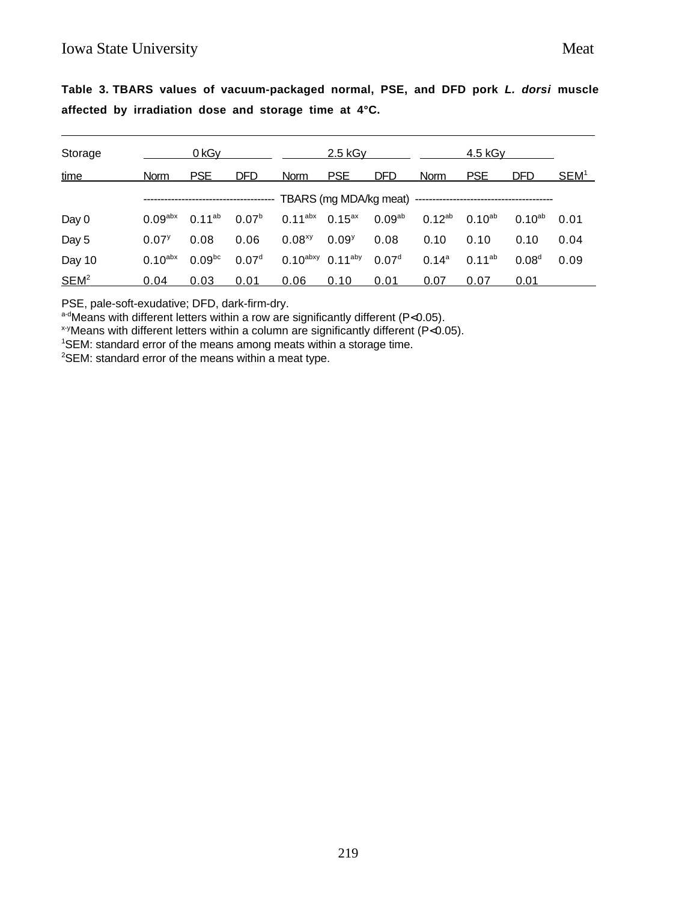**Table 3. TBARS values of vacuum-packaged normal, PSE, and DFD pork *L. dorsi* muscle affected by irradiation dose and storage time at 4°C.**

| Storage | 0 kGy | | | 2.5 kGy | | | 4.5 kGy | | | |
|---|---|---|---|---|---|---|---|---|---|---|
| time | Norm | PSE | DFD | Norm | PSE | DFD | Norm | PSE | DFD | SEM[1] |
| | TBARS (mg MDA/kg meat) | | | | | | | | | |
| Day 0 | $0.09^{abx}$ | $0.11^{ab}$ | $0.07^{b}$ | $0.11^{abx}$ | $0.15^{ax}$ | $0.09^{ab}$ | $0.12^{ab}$ | $0.10^{ab}$ | $0.10^{ab}$ | 0.01 |
| Day 5 | $0.07^{y}$ | 0.08 | 0.06 | $0.08^{xy}$ | $0.09^{y}$ | 0.08 | 0.10 | 0.10 | 0.10 | 0.04 |
| Day 10 | $0.10^{abx}$ | $0.09^{bc}$ | $0.07^{d}$ | $0.10^{abxy}$ | $0.11^{aby}$ | $0.07^{d}$ | $0.14^{a}$ | $0.11^{ab}$ | $0.08^{d}$ | 0.09 |
| SEM[2] | 0.04 | 0.03 | 0.01 | 0.06 | 0.10 | 0.01 | 0.07 | 0.07 | 0.01 | |

PSE, pale-soft-exudative; DFD, dark-firm-dry.

[a-d]Means with different letters within a row are significantly different ($P<0.05$).

[x-y]Means with different letters within a column are significantly different ($P<0.05$).

[1]SEM: standard error of the means among meats within a storage time.

[2]SEM: standard error of the means within a meat type.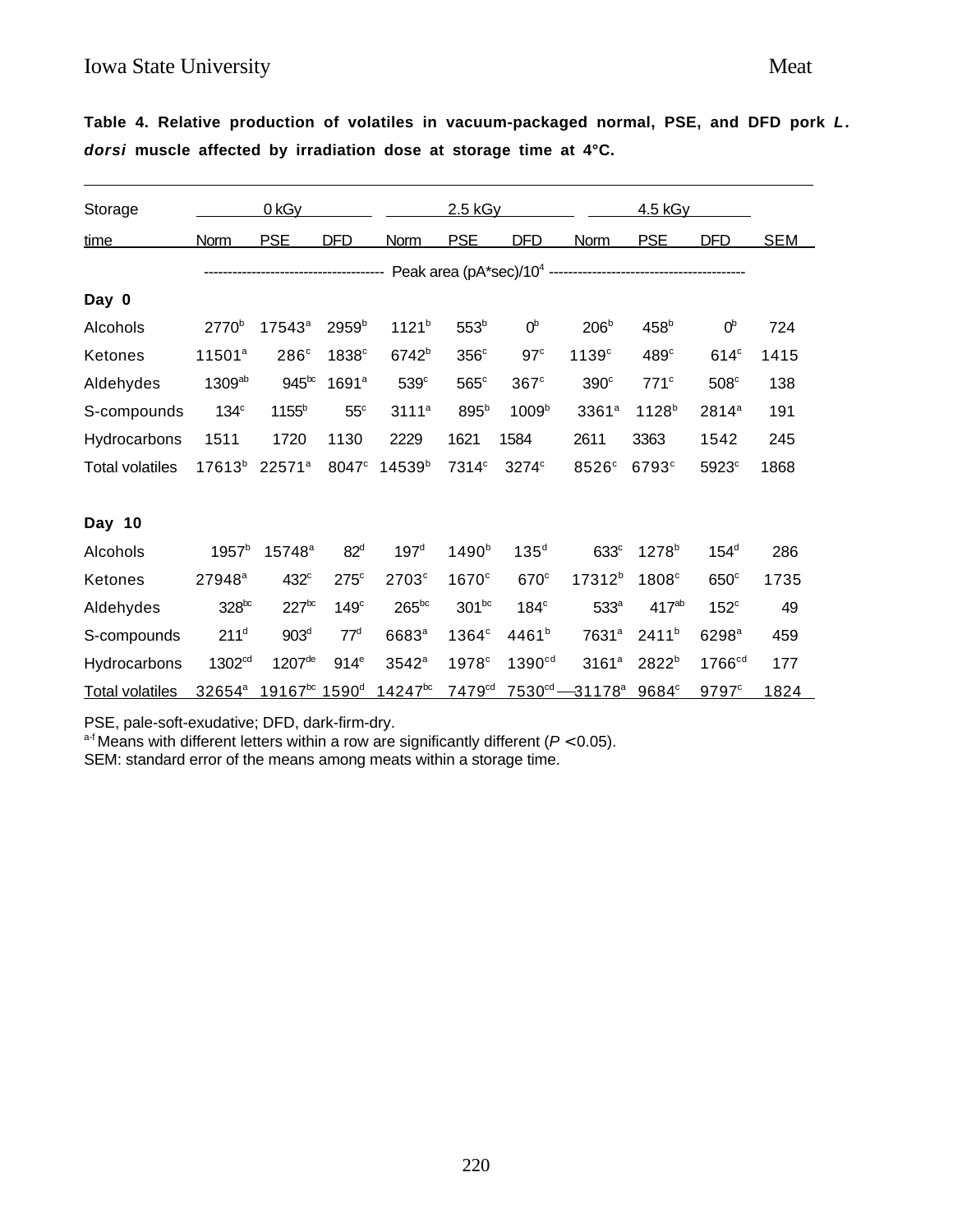**Table 4. Relative production of volatiles in vacuum-packaged normal, PSE, and DFD pork *L. dorsi* muscle affected by irradiation dose at storage time at 4°C.**

| Storage | 0 kGy | | | 2.5 kGy | | | 4.5 kGy | | | |
|---|---|---|---|---|---|---|---|---|---|---|
| time | Norm | PSE | DFD | Norm | PSE | DFD | Norm | PSE | DFD | SEM |
| | Peak area (pA*sec)/$10^4$ | | | | | | | | | |
| **Day 0** | | | | | | | | | | |
| Alcohols | $2770^b$ | $17543^a$ | $2959^b$ | $1121^b$ | $553^b$ | $0^b$ | $206^b$ | $458^b$ | $0^b$ | 724 |
| Ketones | $11501^a$ | $286^c$ | $1838^c$ | $6742^b$ | $356^c$ | $97^c$ | $1139^c$ | $489^c$ | $614^c$ | 1415 |
| Aldehydes | $1309^{ab}$ | $945^{bc}$ | $1691^a$ | $539^c$ | $565^c$ | $367^c$ | $390^c$ | $771^c$ | $508^c$ | 138 |
| S-compounds | $134^c$ | $1155^b$ | $55^c$ | $3111^a$ | $895^b$ | $1009^b$ | $3361^a$ | $1128^b$ | $2814^a$ | 191 |
| Hydrocarbons | 1511 | 1720 | 1130 | 2229 | 1621 | 1584 | 2611 | 3363 | 1542 | 245 |
| Total volatiles | $17613^b$ | $22571^a$ | $8047^c$ | $14539^b$ | $7314^c$ | $3274^c$ | $8526^c$ | $6793^c$ | $5923^c$ | 1868 |
| **Day 10** | | | | | | | | | | |
| Alcohols | $1957^b$ | $15748^a$ | $82^d$ | $197^d$ | $1490^b$ | $135^d$ | $633^c$ | $1278^b$ | $154^d$ | 286 |
| Ketones | $27948^a$ | $432^c$ | $275^c$ | $2703^c$ | $1670^c$ | $670^c$ | $17312^b$ | $1808^c$ | $650^c$ | 1735 |
| Aldehydes | $328^{bc}$ | $227^{bc}$ | $149^c$ | $265^{bc}$ | $301^{bc}$ | $184^c$ | $533^a$ | $417^{ab}$ | $152^c$ | 49 |
| S-compounds | $211^d$ | $903^d$ | $77^d$ | $6683^a$ | $1364^c$ | $4461^b$ | $7631^a$ | $2411^b$ | $6298^a$ | 459 |
| Hydrocarbons | $1302^{cd}$ | $1207^{de}$ | $914^e$ | $3542^a$ | $1978^c$ | $1390^{cd}$ | $3161^a$ | $2822^b$ | $1766^{cd}$ | 177 |
| Total volatiles | $32654^a$ | $19167^{bc}$ | $1590^d$ | $14247^{bc}$ | $7479^{cd}$ | $7530^{cd}$ | $31178^a$ | $9684^c$ | $9797^c$ | 1824 |

PSE, pale-soft-exudative; DFD, dark-firm-dry.
[a-f] Means with different letters within a row are significantly different ($P < 0.05$).
SEM: standard error of the means among meats within a storage time.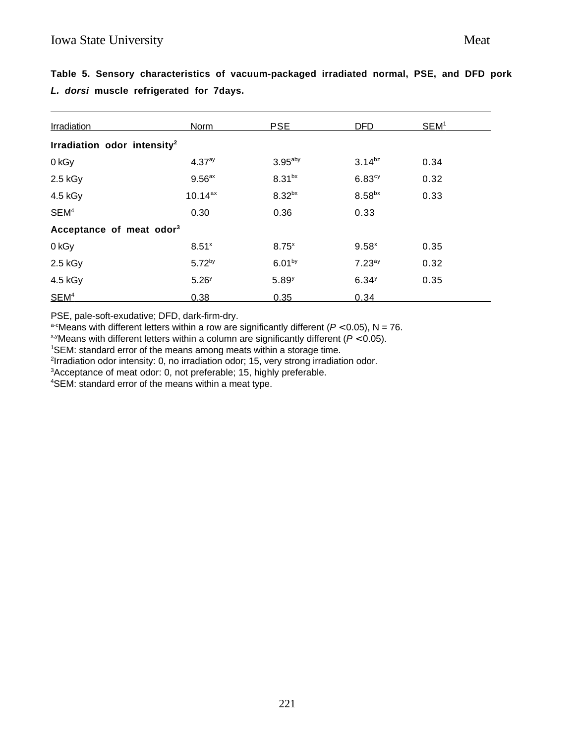**Table 5. Sensory characteristics of vacuum-packaged irradiated normal, PSE, and DFD pork *L. dorsi* muscle refrigerated for 7days.**

| Irradiation | Norm | PSE | DFD | SEM[1] |
|---|---|---|---|---|
| **Irradiation odor intensity[2]** | | | | |
| 0 kGy | 4.37[ay] | 3.95[aby] | 3.14[bz] | 0.34 |
| 2.5 kGy | 9.56[ax] | 8.31[bx] | 6.83[cy] | 0.32 |
| 4.5 kGy | 10.14[ax] | 8.32[bx] | 8.58[bx] | 0.33 |
| SEM[4] | 0.30 | 0.36 | 0.33 | |
| **Acceptance of meat odor[3]** | | | | |
| 0 kGy | 8.51[x] | 8.75[x] | 9.58[x] | 0.35 |
| 2.5 kGy | 5.72[by] | 6.01[by] | 7.23[ay] | 0.32 |
| 4.5 kGy | 5.26[y] | 5.89[y] | 6.34[y] | 0.35 |
| SEM[4] | 0.38 | 0.35 | 0.34 | |

PSE, pale-soft-exudative; DFD, dark-firm-dry.
[a-c]Means with different letters within a row are significantly different ($P < 0.05$), N = 76.
[x,y]Means with different letters within a column are significantly different ($P < 0.05$).
[1]SEM: standard error of the means among meats within a storage time.
[2]Irradiation odor intensity: 0, no irradiation odor; 15, very strong irradiation odor.
[3]Acceptance of meat odor: 0, not preferable; 15, highly preferable.
[4]SEM: standard error of the means within a meat type.